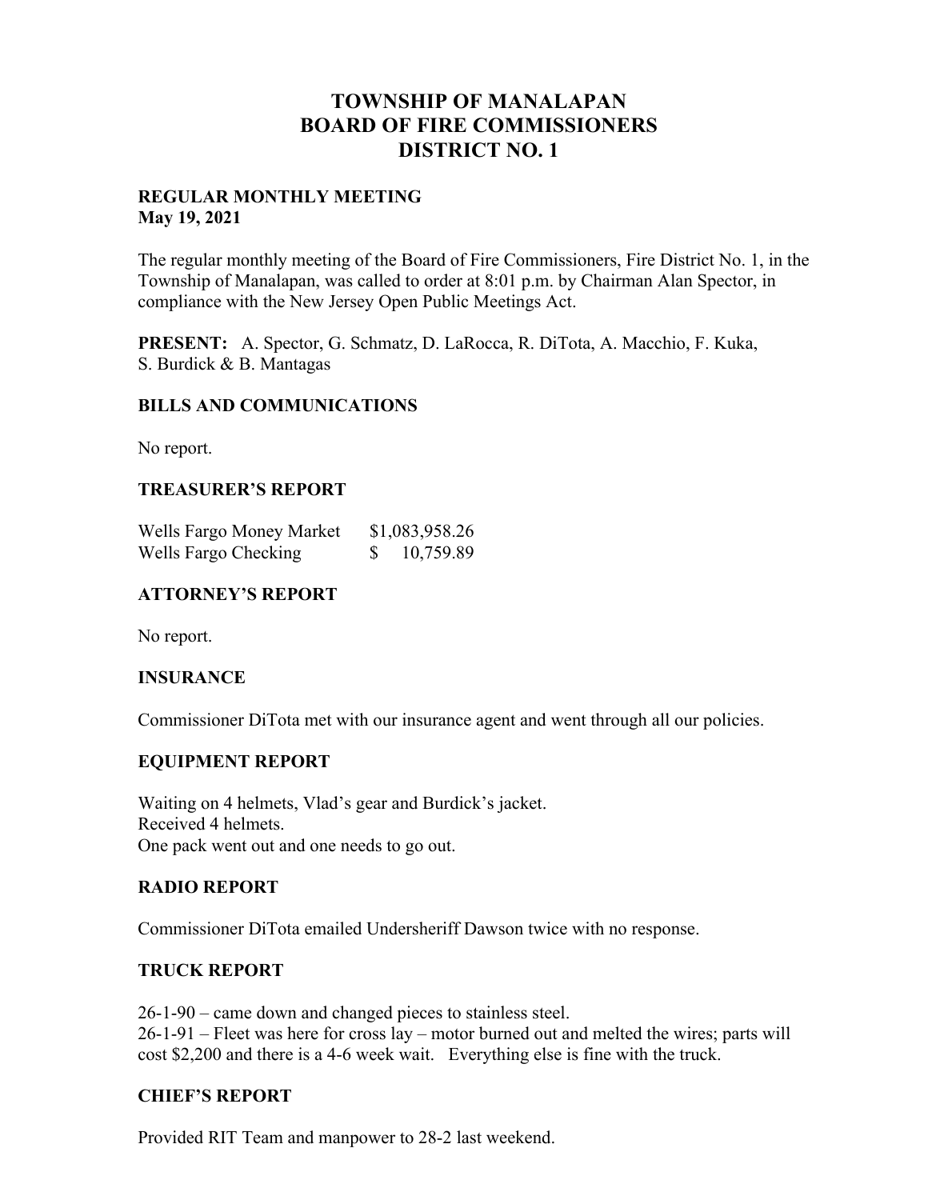# TOWNSHIP OF MANALAPAN
# BOARD OF FIRE COMMISSIONERS
# DISTRICT NO. 1

**REGULAR MONTHLY MEETING**
**May 19, 2021**

The regular monthly meeting of the Board of Fire Commissioners, Fire District No. 1, in the Township of Manalapan, was called to order at 8:01 p.m. by Chairman Alan Spector, in compliance with the New Jersey Open Public Meetings Act.

**PRESENT:** A. Spector, G. Schmatz, D. LaRocca, R. DiTota, A. Macchio, F. Kuka, S. Burdick & B. Mantagas

## BILLS AND COMMUNICATIONS

No report.

## TREASURER'S REPORT

| | |
|---|---|
| Wells Fargo Money Market | $1,083,958.26 |
| Wells Fargo Checking | $ 10,759.89 |

## ATTORNEY'S REPORT

No report.

## INSURANCE

Commissioner DiTota met with our insurance agent and went through all our policies.

## EQUIPMENT REPORT

Waiting on 4 helmets, Vlad's gear and Burdick's jacket.
Received 4 helmets.
One pack went out and one needs to go out.

## RADIO REPORT

Commissioner DiTota emailed Undersheriff Dawson twice with no response.

## TRUCK REPORT

26-1-90 – came down and changed pieces to stainless steel.
26-1-91 – Fleet was here for cross lay – motor burned out and melted the wires; parts will cost $2,200 and there is a 4-6 week wait. Everything else is fine with the truck.

## CHIEF'S REPORT

Provided RIT Team and manpower to 28-2 last weekend.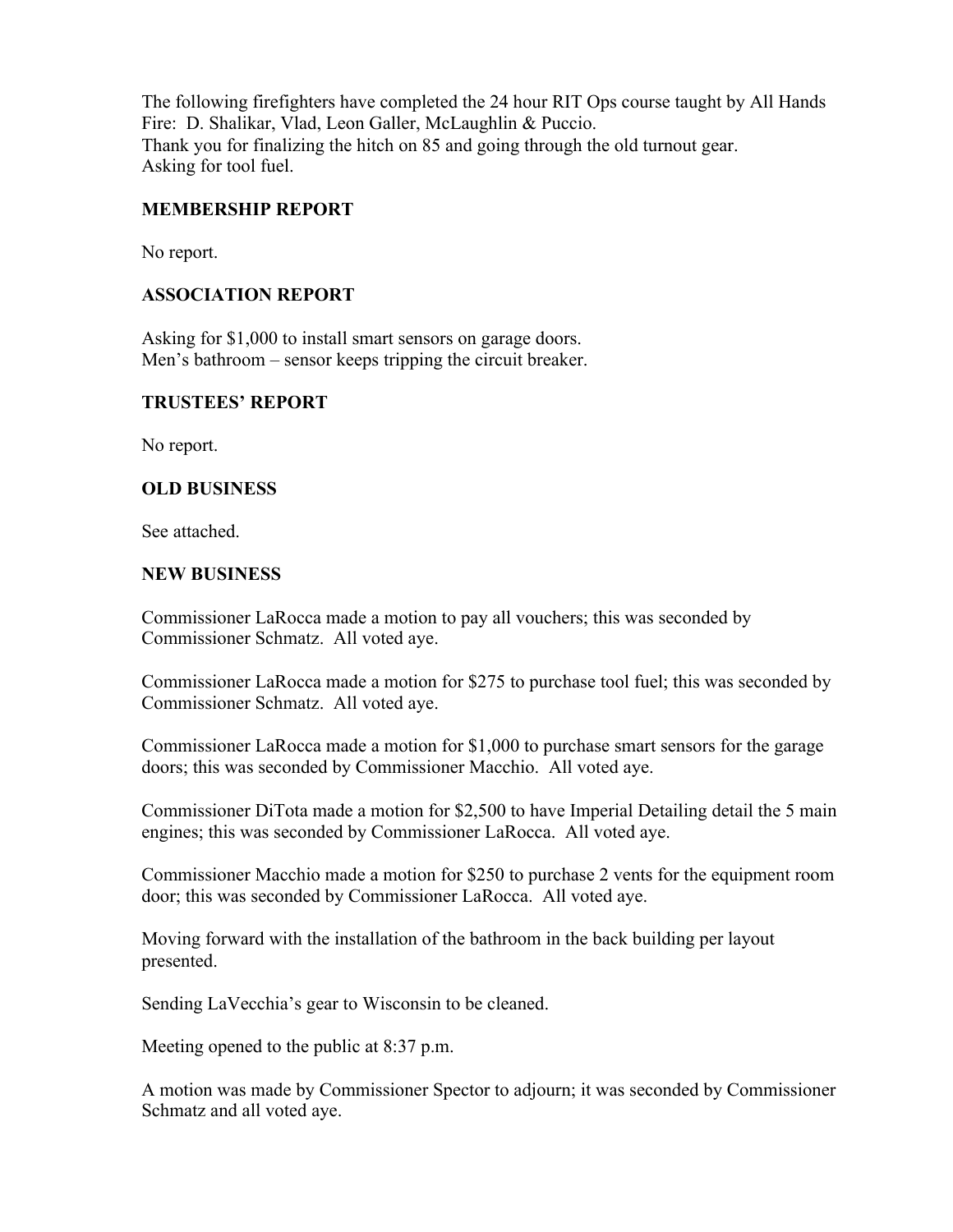The following firefighters have completed the 24 hour RIT Ops course taught by All Hands Fire: D. Shalikar, Vlad, Leon Galler, McLaughlin & Puccio.
Thank you for finalizing the hitch on 85 and going through the old turnout gear.
Asking for tool fuel.

**MEMBERSHIP REPORT**

No report.

**ASSOCIATION REPORT**

Asking for $1,000 to install smart sensors on garage doors.
Men's bathroom – sensor keeps tripping the circuit breaker.

**TRUSTEES' REPORT**

No report.

**OLD BUSINESS**

See attached.

**NEW BUSINESS**

Commissioner LaRocca made a motion to pay all vouchers; this was seconded by Commissioner Schmatz. All voted aye.

Commissioner LaRocca made a motion for $275 to purchase tool fuel; this was seconded by Commissioner Schmatz. All voted aye.

Commissioner LaRocca made a motion for $1,000 to purchase smart sensors for the garage doors; this was seconded by Commissioner Macchio. All voted aye.

Commissioner DiTota made a motion for $2,500 to have Imperial Detailing detail the 5 main engines; this was seconded by Commissioner LaRocca. All voted aye.

Commissioner Macchio made a motion for $250 to purchase 2 vents for the equipment room door; this was seconded by Commissioner LaRocca. All voted aye.

Moving forward with the installation of the bathroom in the back building per layout presented.

Sending LaVecchia's gear to Wisconsin to be cleaned.

Meeting opened to the public at 8:37 p.m.

A motion was made by Commissioner Spector to adjourn; it was seconded by Commissioner Schmatz and all voted aye.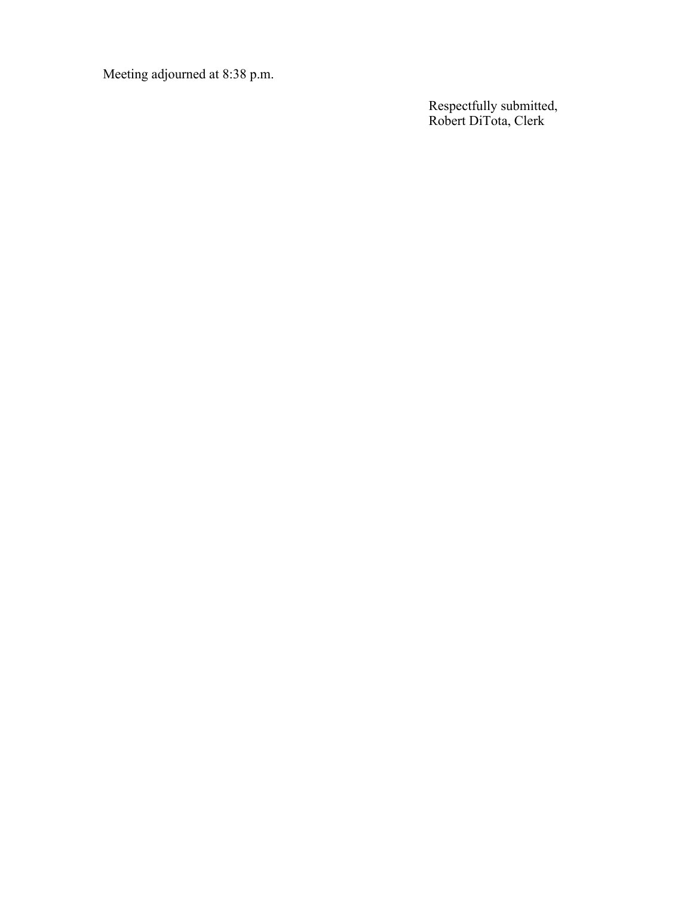Meeting adjourned at 8:38 p.m.

Respectfully submitted,  
Robert DiTota, Clerk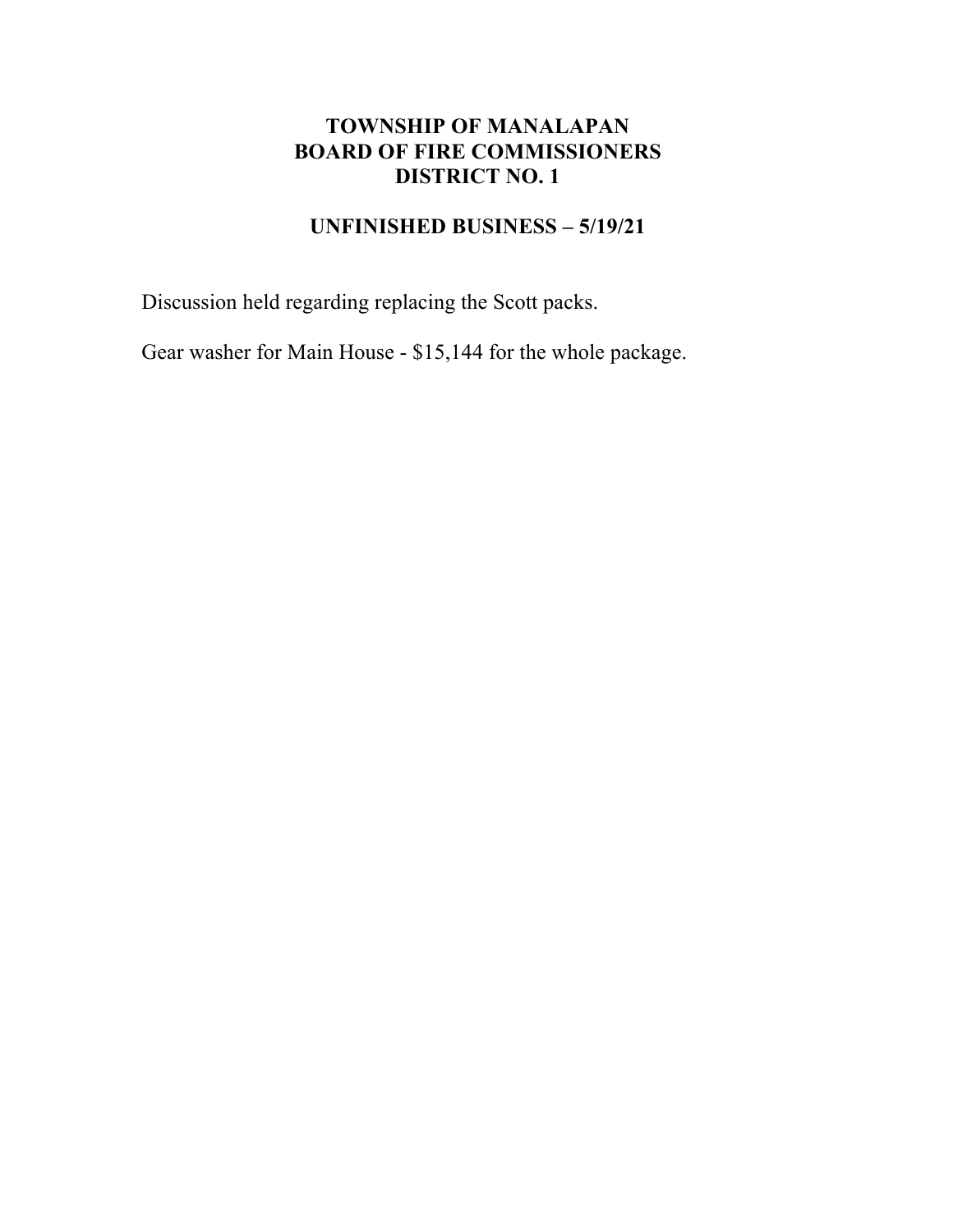# TOWNSHIP OF MANALAPAN
# BOARD OF FIRE COMMISSIONERS
# DISTRICT NO. 1

## UNFINISHED BUSINESS – 5/19/21

Discussion held regarding replacing the Scott packs.

Gear washer for Main House - $15,144 for the whole package.